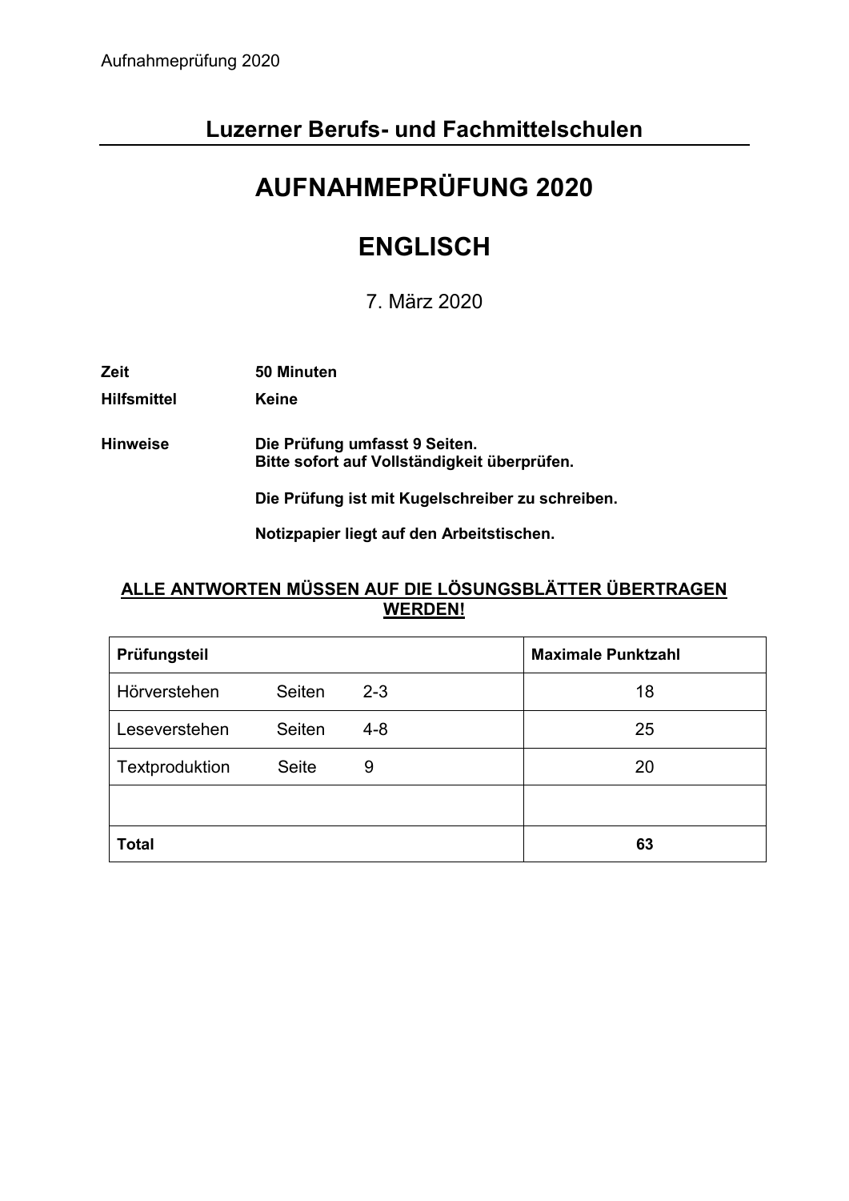## Luzerner Berufs- und Fachmittelschulen

# AUFNAHMEPRÜFUNG 2020

# ENGLISCH

7. März 2020

**Zeit** **50 Minuten**

**Hilfsmittel** **Keine**

**Hinweise** **Die Prüfung umfasst 9 Seiten.**
**Bitte sofort auf Vollständigkeit überprüfen.**

**Die Prüfung ist mit Kugelschreiber zu schreiben.**

**Notizpapier liegt auf den Arbeitstischen.**

**ALLE ANTWORTEN MÜSSEN AUF DIE LÖSUNGSBLÄTTER ÜBERTRAGEN WERDEN!**

| **Prüfungsteil** | | | **Maximale Punktzahl** |
|---|---|---|---|
| Hörverstehen | Seiten | 2-3 | 18 |
| Leseverstehen | Seiten | 4-8 | 25 |
| Textproduktion | Seite | 9 | 20 |
| | | | |
| **Total** | | | **63** |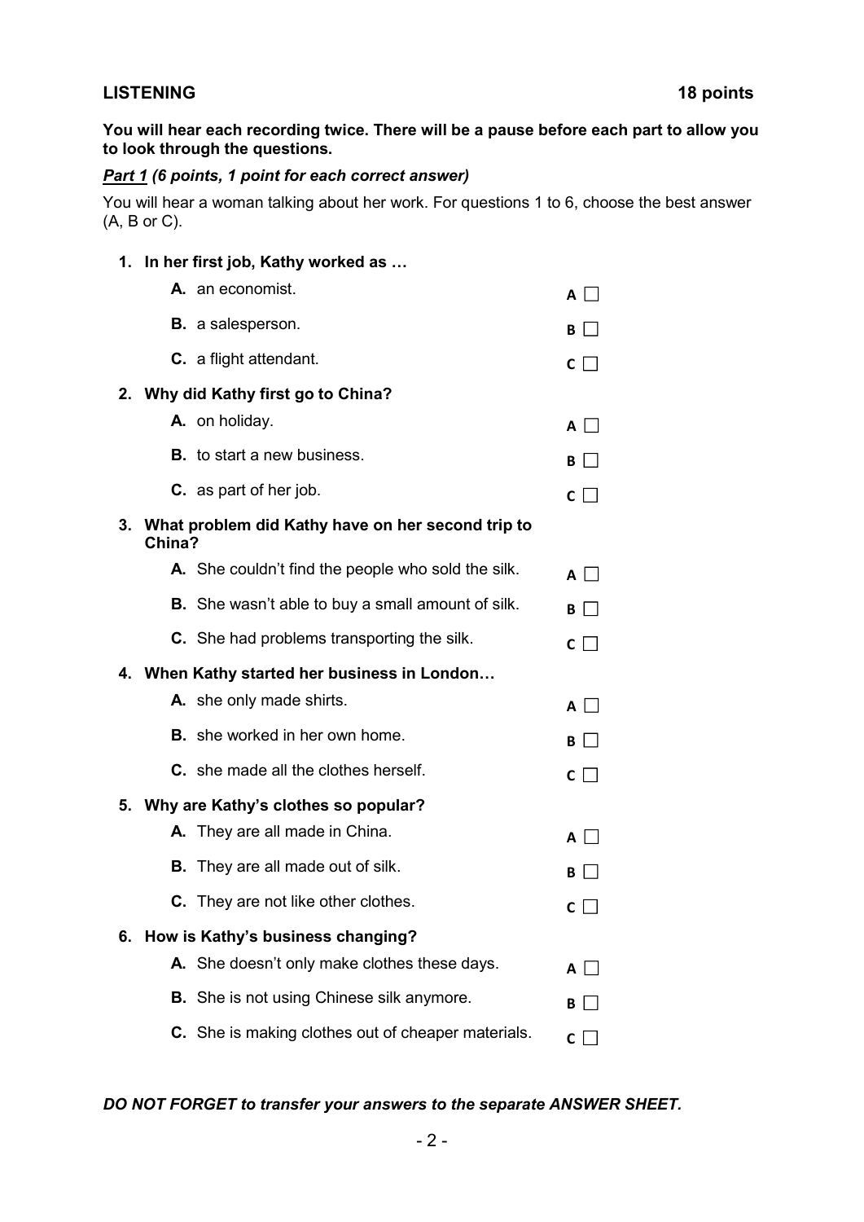## LISTENING 18 points

**You will hear each recording twice. There will be a pause before each part to allow you to look through the questions.**

***Part 1* *(6 points, 1 point for each correct answer)***

You will hear a woman talking about her work. For questions 1 to 6, choose the best answer (A, B or C).

**1. In her first job, Kathy worked as …**

- **A.** an economist. A ☐
- **B.** a salesperson. B ☐
- **C.** a flight attendant. C ☐

**2. Why did Kathy first go to China?**

- **A.** on holiday. A ☐
- **B.** to start a new business. B ☐
- **C.** as part of her job. C ☐

**3. What problem did Kathy have on her second trip to China?**

- **A.** She couldn't find the people who sold the silk. A ☐
- **B.** She wasn't able to buy a small amount of silk. B ☐
- **C.** She had problems transporting the silk. C ☐

**4. When Kathy started her business in London…**

- **A.** she only made shirts. A ☐
- **B.** she worked in her own home. B ☐
- **C.** she made all the clothes herself. C ☐

**5. Why are Kathy's clothes so popular?**

- **A.** They are all made in China. A ☐
- **B.** They are all made out of silk. B ☐
- **C.** They are not like other clothes. C ☐

**6. How is Kathy's business changing?**

- **A.** She doesn't only make clothes these days. A ☐
- **B.** She is not using Chinese silk anymore. B ☐
- **C.** She is making clothes out of cheaper materials. C ☐

***DO NOT FORGET to transfer your answers to the separate ANSWER SHEET.***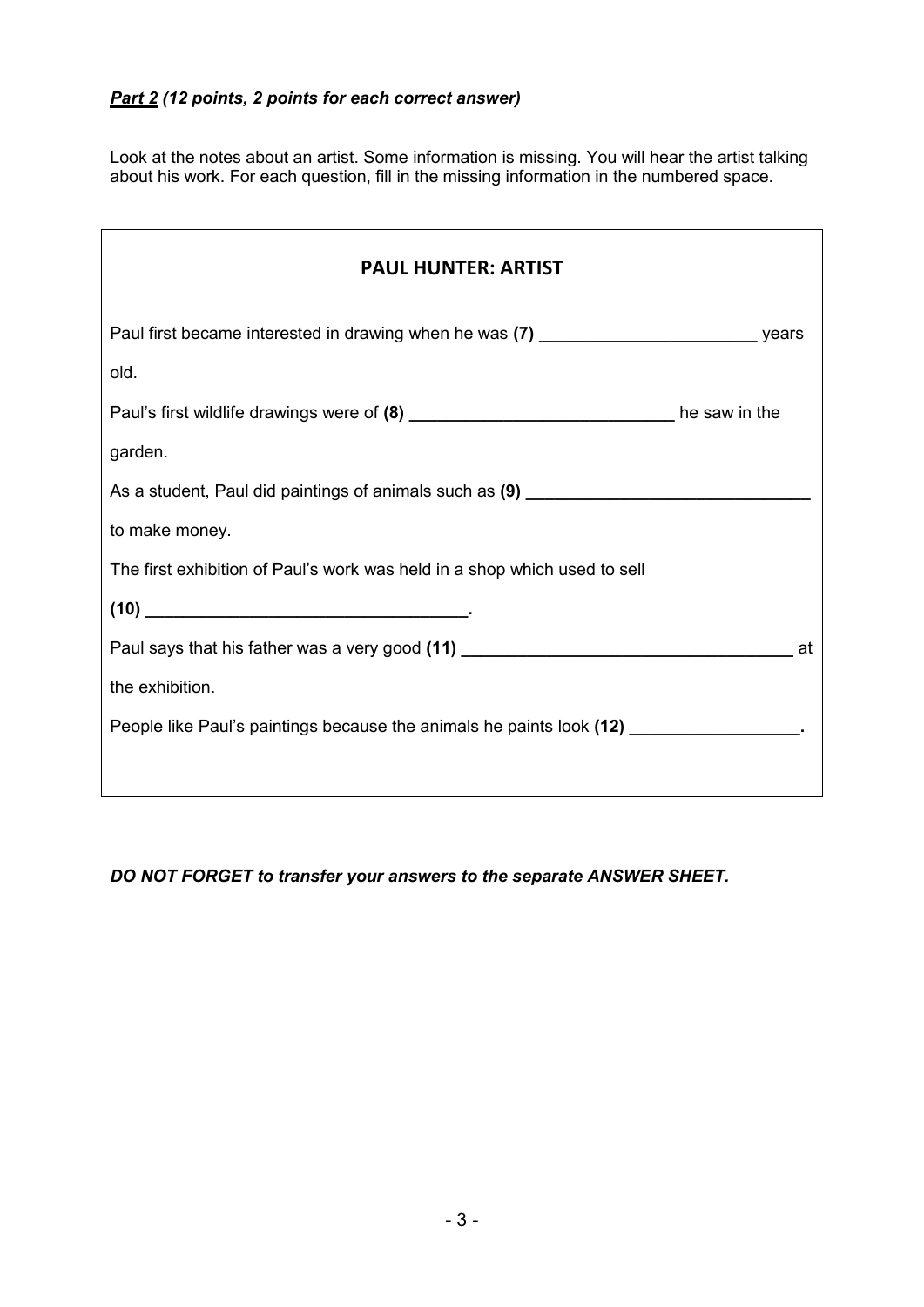***Part 2*** ***(12 points, 2 points for each correct answer)***

Look at the notes about an artist. Some information is missing. You will hear the artist talking about his work. For each question, fill in the missing information in the numbered space.

## PAUL HUNTER: ARTIST

Paul first became interested in drawing when he was **(7)** ______________________ years old.

Paul's first wildlife drawings were of **(8)** ___________________________ he saw in the garden.

As a student, Paul did paintings of animals such as **(9)** _____________________________ to make money.

The first exhibition of Paul's work was held in a shop which used to sell **(10)** _________________________________.

Paul says that his father was a very good **(11)** __________________________________ at the exhibition.

People like Paul's paintings because the animals he paints look **(12)** _________________.

***DO NOT FORGET to transfer your answers to the separate ANSWER SHEET.***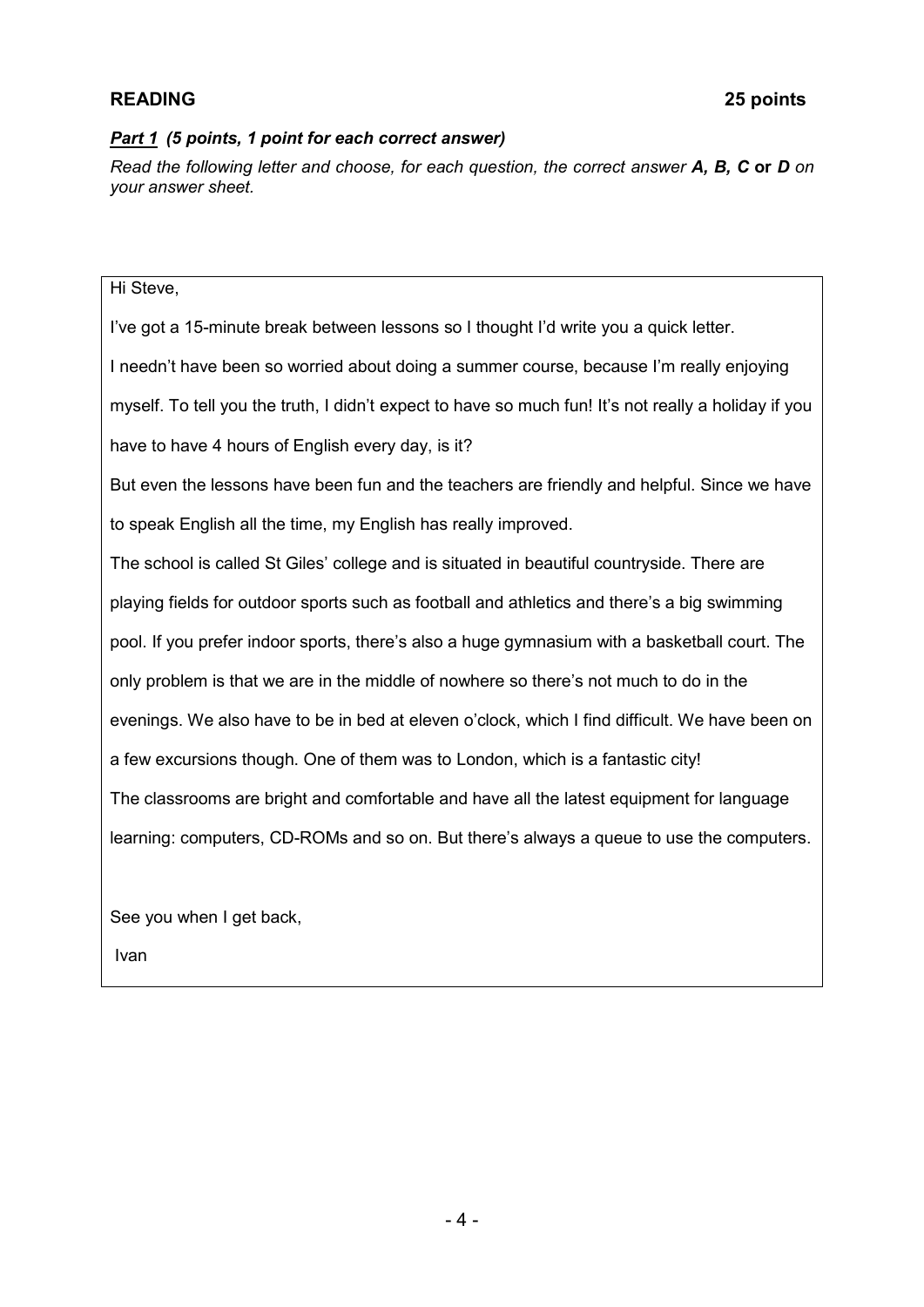## READING 25 points

***Part 1*** ***(5 points, 1 point for each correct answer)***

*Read the following letter and choose, for each question, the correct answer **A, B, C** **or** **D** on your answer sheet.*

Hi Steve,

I've got a 15-minute break between lessons so I thought I'd write you a quick letter.

I needn't have been so worried about doing a summer course, because I'm really enjoying myself. To tell you the truth, I didn't expect to have so much fun! It's not really a holiday if you have to have 4 hours of English every day, is it?

But even the lessons have been fun and the teachers are friendly and helpful. Since we have to speak English all the time, my English has really improved.

The school is called St Giles' college and is situated in beautiful countryside. There are playing fields for outdoor sports such as football and athletics and there's a big swimming pool. If you prefer indoor sports, there's also a huge gymnasium with a basketball court. The only problem is that we are in the middle of nowhere so there's not much to do in the evenings. We also have to be in bed at eleven o'clock, which I find difficult. We have been on a few excursions though. One of them was to London, which is a fantastic city!

The classrooms are bright and comfortable and have all the latest equipment for language learning: computers, CD-ROMs and so on. But there's always a queue to use the computers.

See you when I get back,

Ivan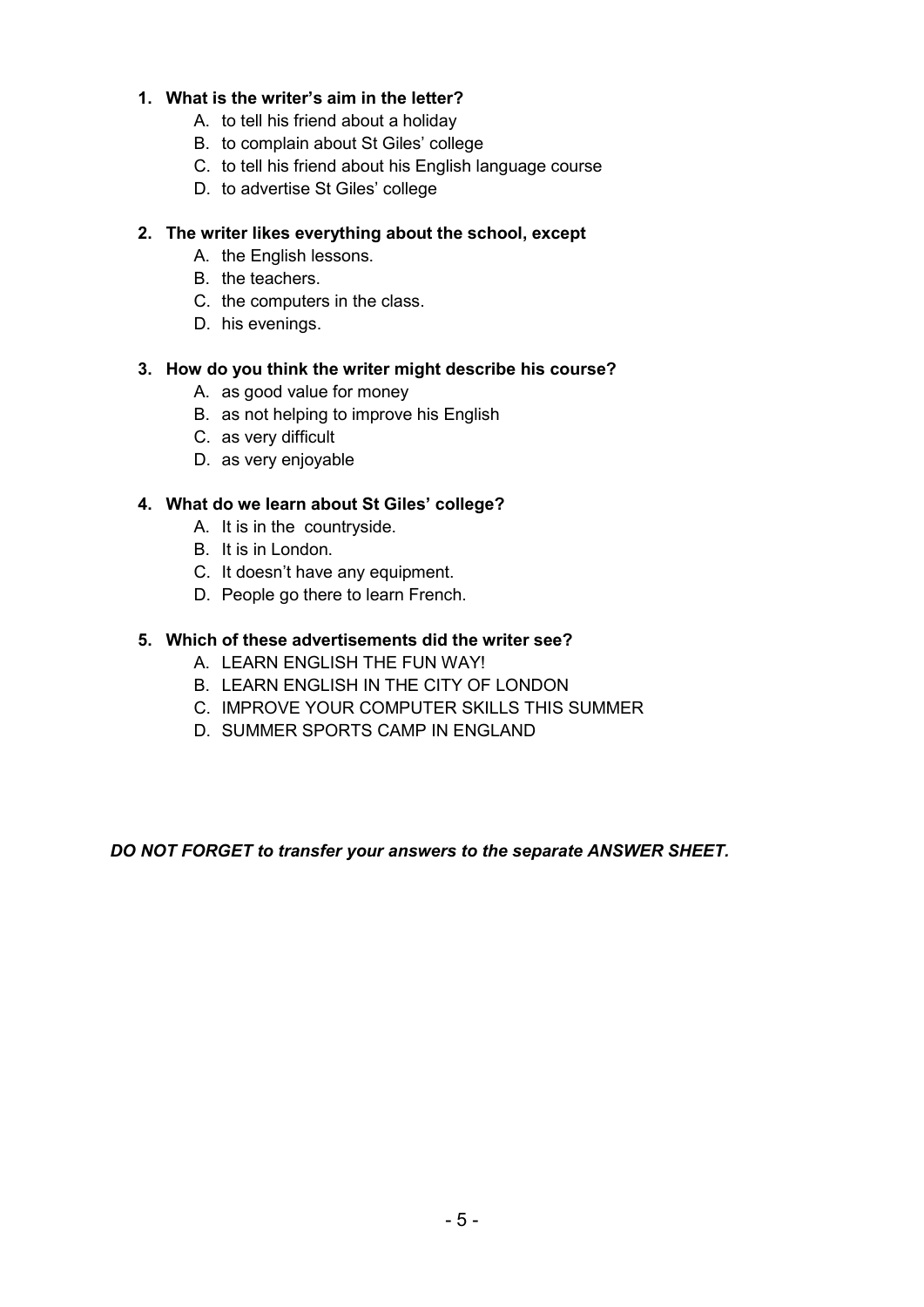**1. What is the writer's aim in the letter?**

A. to tell his friend about a holiday
B. to complain about St Giles' college
C. to tell his friend about his English language course
D. to advertise St Giles' college

**2. The writer likes everything about the school, except**

A. the English lessons.
B. the teachers.
C. the computers in the class.
D. his evenings.

**3. How do you think the writer might describe his course?**

A. as good value for money
B. as not helping to improve his English
C. as very difficult
D. as very enjoyable

**4. What do we learn about St Giles' college?**

A. It is in the countryside.
B. It is in London.
C. It doesn't have any equipment.
D. People go there to learn French.

**5. Which of these advertisements did the writer see?**

A. LEARN ENGLISH THE FUN WAY!
B. LEARN ENGLISH IN THE CITY OF LONDON
C. IMPROVE YOUR COMPUTER SKILLS THIS SUMMER
D. SUMMER SPORTS CAMP IN ENGLAND

***DO NOT FORGET to transfer your answers to the separate ANSWER SHEET.***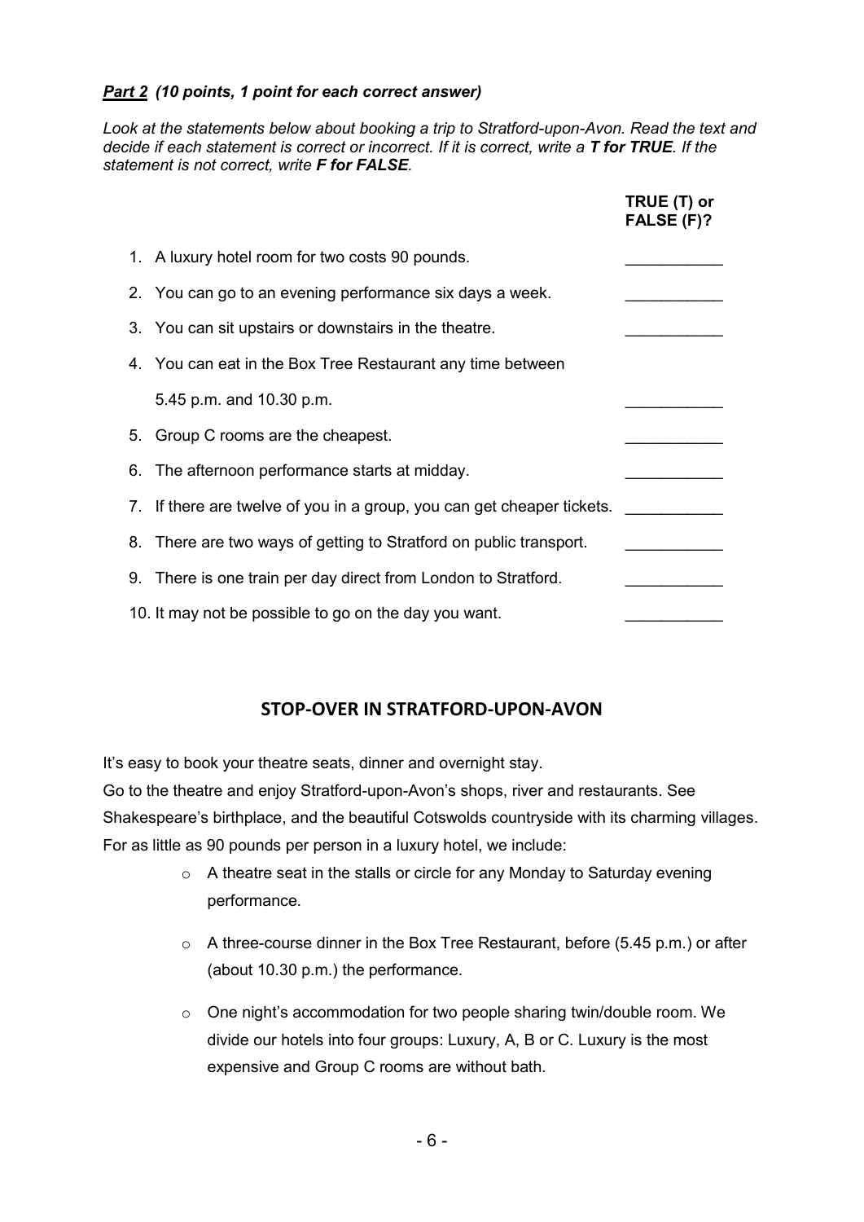***Part 2*** ***(10 points, 1 point for each correct answer)***

*Look at the statements below about booking a trip to Stratford-upon-Avon. Read the text and decide if each statement is correct or incorrect. If it is correct, write a **T for TRUE**. If the statement is not correct, write **F for FALSE**.*

| | **TRUE (T) or FALSE (F)?** |
|---|---|
| 1. A luxury hotel room for two costs 90 pounds. | ___________ |
| 2. You can go to an evening performance six days a week. | ___________ |
| 3. You can sit upstairs or downstairs in the theatre. | ___________ |
| 4. You can eat in the Box Tree Restaurant any time between 5.45 p.m. and 10.30 p.m. | ___________ |
| 5. Group C rooms are the cheapest. | ___________ |
| 6. The afternoon performance starts at midday. | ___________ |
| 7. If there are twelve of you in a group, you can get cheaper tickets. | ___________ |
| 8. There are two ways of getting to Stratford on public transport. | ___________ |
| 9. There is one train per day direct from London to Stratford. | ___________ |
| 10. It may not be possible to go on the day you want. | ___________ |

## STOP-OVER IN STRATFORD-UPON-AVON

It's easy to book your theatre seats, dinner and overnight stay.

Go to the theatre and enjoy Stratford-upon-Avon's shops, river and restaurants. See Shakespeare's birthplace, and the beautiful Cotswolds countryside with its charming villages. For as little as 90 pounds per person in a luxury hotel, we include:

- A theatre seat in the stalls or circle for any Monday to Saturday evening performance.
- A three-course dinner in the Box Tree Restaurant, before (5.45 p.m.) or after (about 10.30 p.m.) the performance.
- One night's accommodation for two people sharing twin/double room. We divide our hotels into four groups: Luxury, A, B or C. Luxury is the most expensive and Group C rooms are without bath.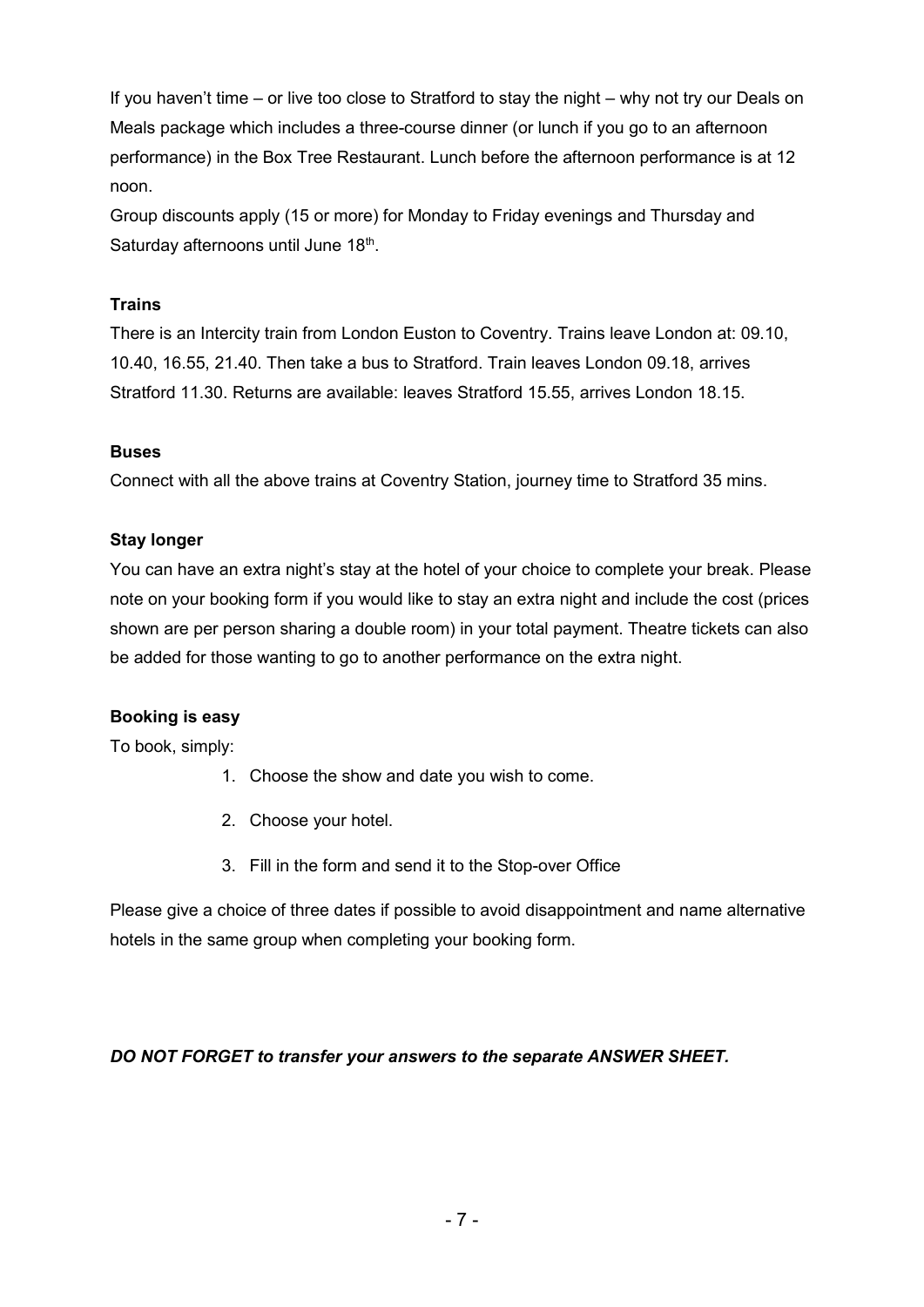If you haven't time – or live too close to Stratford to stay the night – why not try our Deals on Meals package which includes a three-course dinner (or lunch if you go to an afternoon performance) in the Box Tree Restaurant. Lunch before the afternoon performance is at 12 noon.
Group discounts apply (15 or more) for Monday to Friday evenings and Thursday and Saturday afternoons until June 18th.

**Trains**

There is an Intercity train from London Euston to Coventry. Trains leave London at: 09.10, 10.40, 16.55, 21.40. Then take a bus to Stratford. Train leaves London 09.18, arrives Stratford 11.30. Returns are available: leaves Stratford 15.55, arrives London 18.15.

**Buses**

Connect with all the above trains at Coventry Station, journey time to Stratford 35 mins.

**Stay longer**

You can have an extra night's stay at the hotel of your choice to complete your break. Please note on your booking form if you would like to stay an extra night and include the cost (prices shown are per person sharing a double room) in your total payment. Theatre tickets can also be added for those wanting to go to another performance on the extra night.

**Booking is easy**

To book, simply:

1. Choose the show and date you wish to come.
2. Choose your hotel.
3. Fill in the form and send it to the Stop-over Office

Please give a choice of three dates if possible to avoid disappointment and name alternative hotels in the same group when completing your booking form.

***DO NOT FORGET to transfer your answers to the separate ANSWER SHEET.***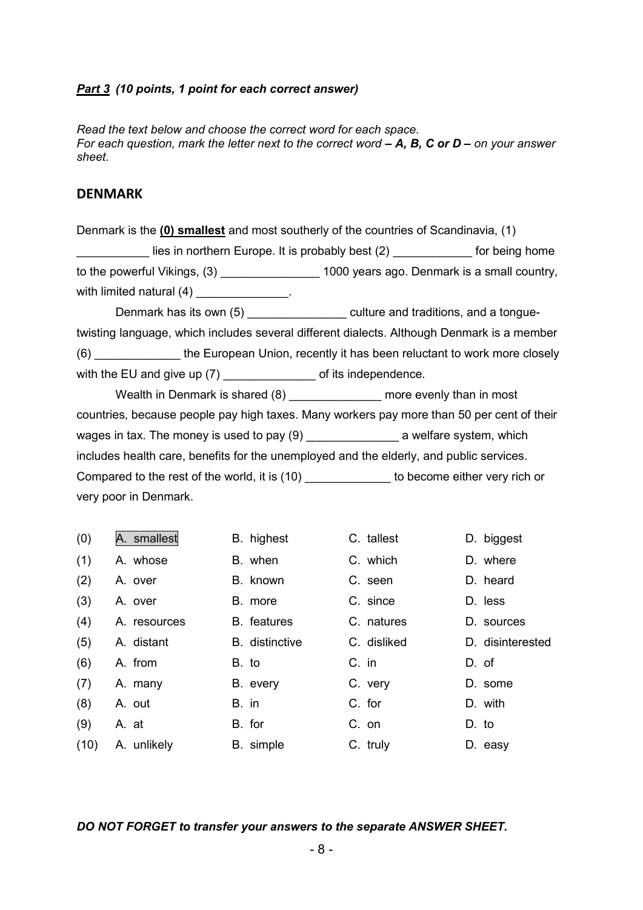***Part 3*** ***(10 points, 1 point for each correct answer)***

*Read the text below and choose the correct word for each space.*
*For each question, mark the letter next to the correct word **– A, B, C or D –** on your answer sheet.*

## DENMARK

Denmark is the **(0) smallest** and most southerly of the countries of Scandinavia, (1) ___________ lies in northern Europe. It is probably best (2) ____________ for being home to the powerful Vikings, (3) _______________ 1000 years ago. Denmark is a small country, with limited natural (4) ______________.

Denmark has its own (5) _______________ culture and traditions, and a tongue-twisting language, which includes several different dialects. Although Denmark is a member (6) _____________ the European Union, recently it has been reluctant to work more closely with the EU and give up (7) ______________ of its independence.

Wealth in Denmark is shared (8) ______________ more evenly than in most countries, because people pay high taxes. Many workers pay more than 50 per cent of their wages in tax. The money is used to pay (9) ______________ a welfare system, which includes health care, benefits for the unemployed and the elderly, and public services. Compared to the rest of the world, it is (10) _____________ to become either very rich or very poor in Denmark.

| | | | | |
|---|---|---|---|---|
| (0) | A. smallest | B. highest | C. tallest | D. biggest |
| (1) | A. whose | B. when | C. which | D. where |
| (2) | A. over | B. known | C. seen | D. heard |
| (3) | A. over | B. more | C. since | D. less |
| (4) | A. resources | B. features | C. natures | D. sources |
| (5) | A. distant | B. distinctive | C. disliked | D. disinterested |
| (6) | A. from | B. to | C. in | D. of |
| (7) | A. many | B. every | C. very | D. some |
| (8) | A. out | B. in | C. for | D. with |
| (9) | A. at | B. for | C. on | D. to |
| (10) | A. unlikely | B. simple | C. truly | D. easy |

***DO NOT FORGET to transfer your answers to the separate ANSWER SHEET.***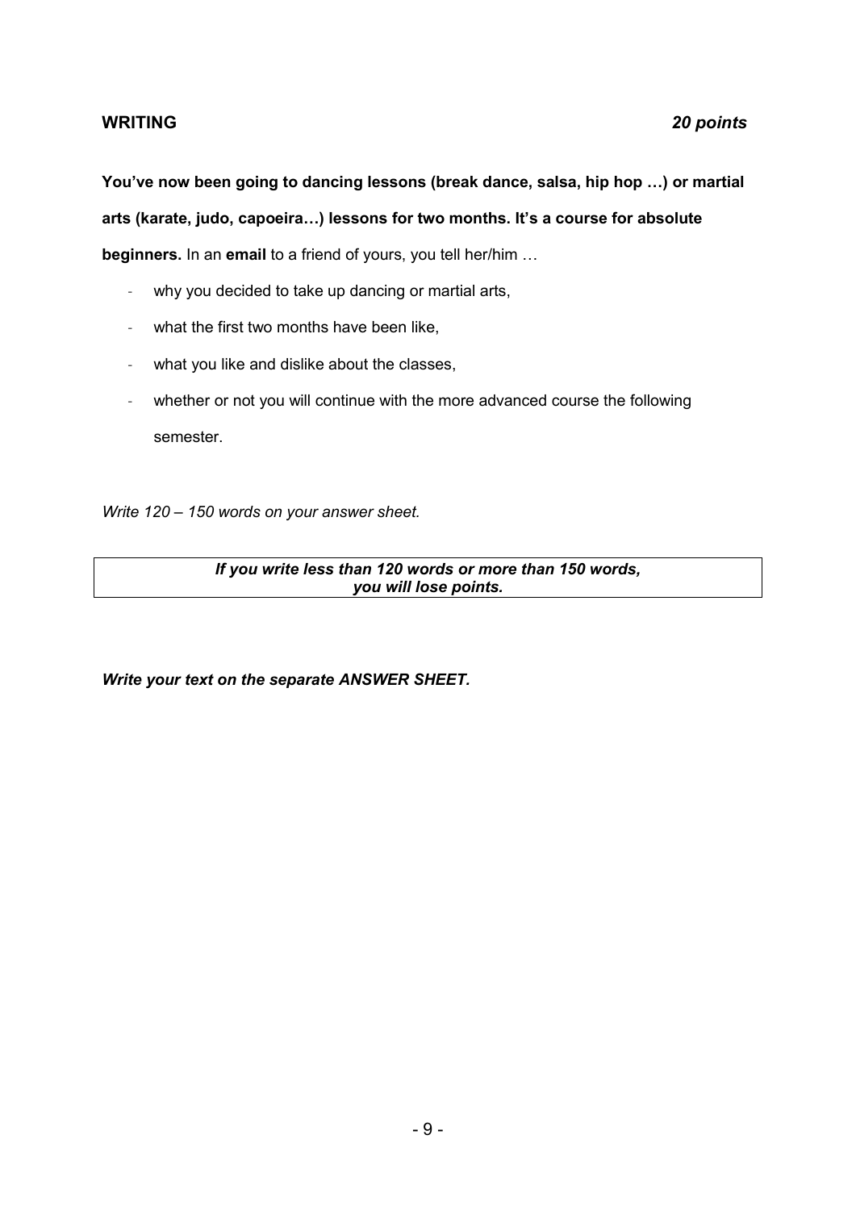## WRITING *20 points*

**You've now been going to dancing lessons (break dance, salsa, hip hop …) or martial arts (karate, judo, capoeira…) lessons for two months. It's a course for absolute beginners.** In an **email** to a friend of yours, you tell her/him …

- why you decided to take up dancing or martial arts,
- what the first two months have been like,
- what you like and dislike about the classes,
- whether or not you will continue with the more advanced course the following semester.

*Write 120 – 150 words on your answer sheet.*

| ***If you write less than 120 words or more than 150 words, you will lose points.*** |
| --- |

***Write your text on the separate ANSWER SHEET.***